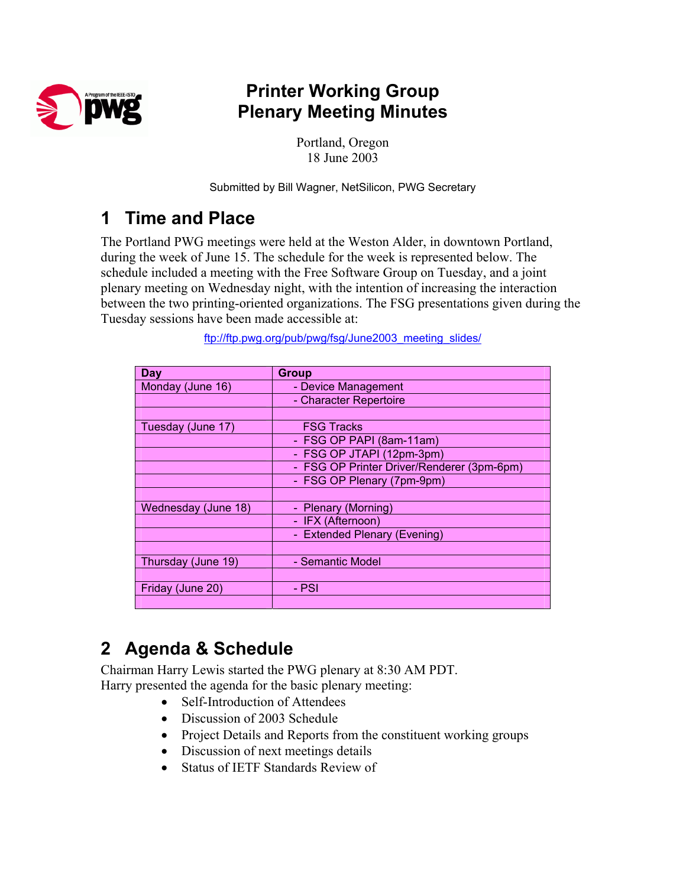# Printer Working Group
# Plenary Meeting Minutes

Portland, Oregon
18 June 2003

Submitted by Bill Wagner, NetSilicon, PWG Secretary

## 1 Time and Place

The Portland PWG meetings were held at the Weston Alder, in downtown Portland, during the week of June 15. The schedule for the week is represented below. The schedule included a meeting with the Free Software Group on Tuesday, and a joint plenary meeting on Wednesday night, with the intention of increasing the interaction between the two printing-oriented organizations. The FSG presentations given during the Tuesday sessions have been made accessible at:

ftp://ftp.pwg.org/pub/pwg/fsg/June2003_meeting_slides/

| Day | Group |
|---|---|
| Monday (June 16) | - Device Management |
| | - Character Repertoire |
| | |
| Tuesday (June 17) | FSG Tracks |
| | - FSG OP PAPI (8am-11am) |
| | - FSG OP JTAPI (12pm-3pm) |
| | - FSG OP Printer Driver/Renderer (3pm-6pm) |
| | - FSG OP Plenary (7pm-9pm) |
| | |
| Wednesday (June 18) | - Plenary (Morning) |
| | - IFX (Afternoon) |
| | - Extended Plenary (Evening) |
| | |
| Thursday (June 19) | - Semantic Model |
| | |
| Friday (June 20) | - PSI |
| | |

## 2 Agenda & Schedule

Chairman Harry Lewis started the PWG plenary at 8:30 AM PDT.
Harry presented the agenda for the basic plenary meeting:

- Self-Introduction of Attendees
- Discussion of 2003 Schedule
- Project Details and Reports from the constituent working groups
- Discussion of next meetings details
- Status of IETF Standards Review of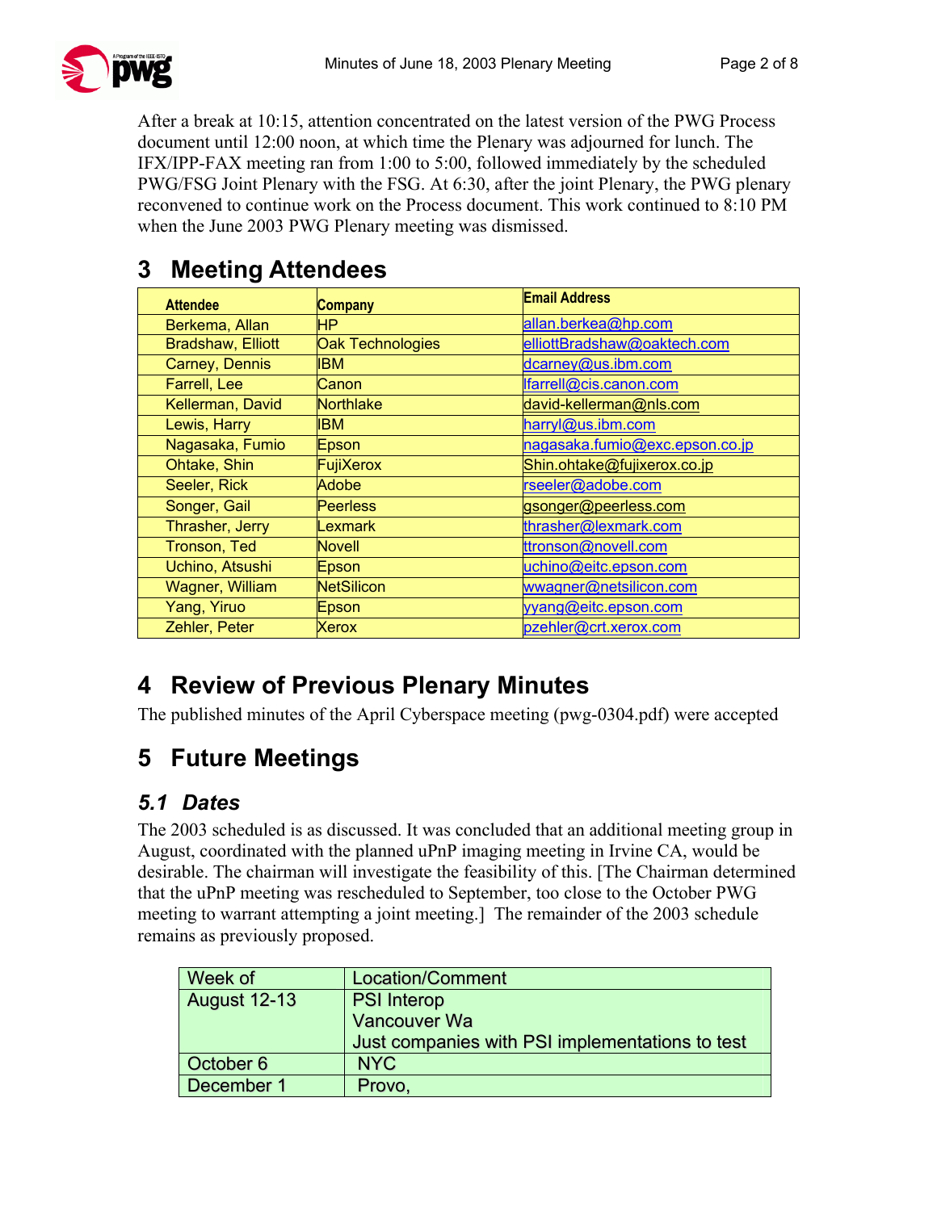After a break at 10:15, attention concentrated on the latest version of the PWG Process document until 12:00 noon, at which time the Plenary was adjourned for lunch. The IFX/IPP-FAX meeting ran from 1:00 to 5:00, followed immediately by the scheduled PWG/FSG Joint Plenary with the FSG. At 6:30, after the joint Plenary, the PWG plenary reconvened to continue work on the Process document. This work continued to 8:10 PM when the June 2003 PWG Plenary meeting was dismissed.

# 3 Meeting Attendees

| Attendee | Company | Email Address |
|---|---|---|
| Berkema, Allan | HP | allan.berkea@hp.com |
| Bradshaw, Elliott | Oak Technologies | elliottBradshaw@oaktech.com |
| Carney, Dennis | IBM | dcarney@us.ibm.com |
| Farrell, Lee | Canon | lfarrell@cis.canon.com |
| Kellerman, David | Northlake | david-kellerman@nls.com |
| Lewis, Harry | IBM | harryl@us.ibm.com |
| Nagasaka, Fumio | Epson | nagasaka.fumio@exc.epson.co.jp |
| Ohtake, Shin | FujiXerox | Shin.ohtake@fujixerox.co.jp |
| Seeler, Rick | Adobe | rseeler@adobe.com |
| Songer, Gail | Peerless | gsonger@peerless.com |
| Thrasher, Jerry | Lexmark | thrasher@lexmark.com |
| Tronson, Ted | Novell | ttronson@novell.com |
| Uchino, Atsushi | Epson | uchino@eitc.epson.com |
| Wagner, William | NetSilicon | wwagner@netsilicon.com |
| Yang, Yiruo | Epson | yyang@eitc.epson.com |
| Zehler, Peter | Xerox | pzehler@crt.xerox.com |

# 4 Review of Previous Plenary Minutes

The published minutes of the April Cyberspace meeting (pwg-0304.pdf) were accepted

# 5 Future Meetings

## 5.1 Dates

The 2003 scheduled is as discussed. It was concluded that an additional meeting group in August, coordinated with the planned uPnP imaging meeting in Irvine CA, would be desirable. The chairman will investigate the feasibility of this. [The Chairman determined that the uPnP meeting was rescheduled to September, too close to the October PWG meeting to warrant attempting a joint meeting.] The remainder of the 2003 schedule remains as previously proposed.

| Week of | Location/Comment |
|---|---|
| August 12-13 | PSI Interop<br>Vancouver Wa<br>Just companies with PSI implementations to test |
| October 6 | NYC |
| December 1 | Provo, |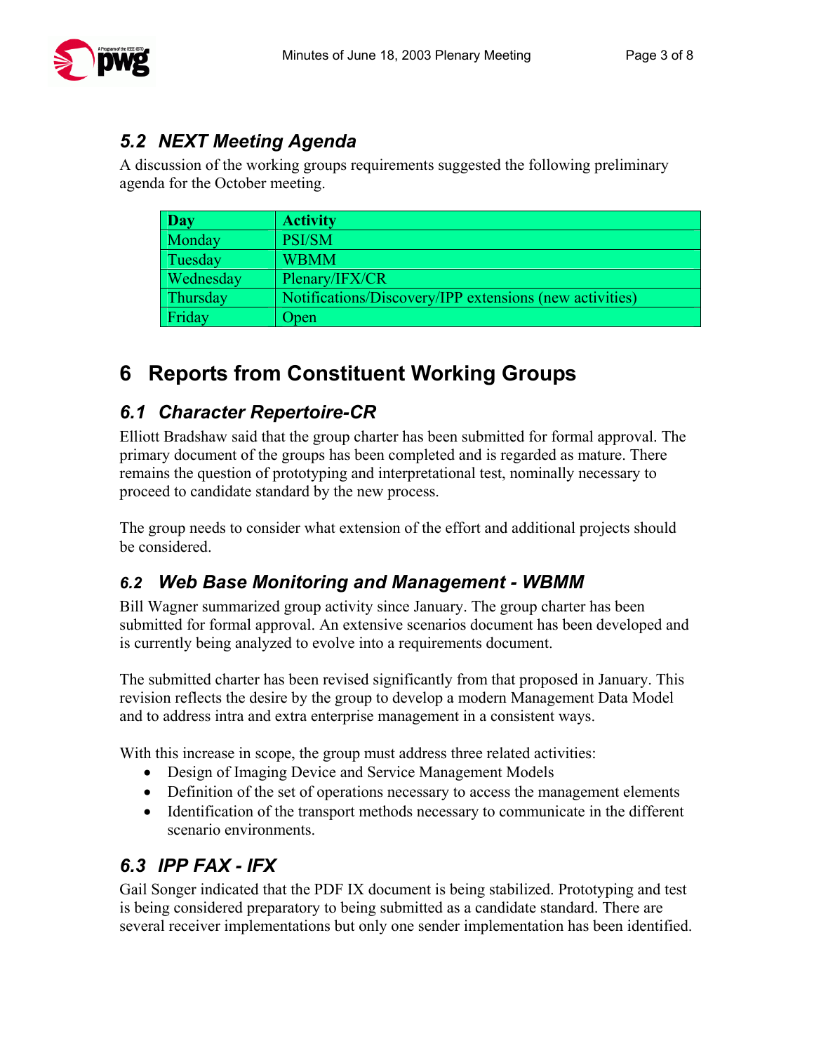## 5.2 NEXT Meeting Agenda

A discussion of the working groups requirements suggested the following preliminary agenda for the October meeting.

| Day | Activity |
|---|---|
| Monday | PSI/SM |
| Tuesday | WBMM |
| Wednesday | Plenary/IFX/CR |
| Thursday | Notifications/Discovery/IPP extensions (new activities) |
| Friday | Open |

# 6 Reports from Constituent Working Groups

## 6.1 Character Repertoire-CR

Elliott Bradshaw said that the group charter has been submitted for formal approval. The primary document of the groups has been completed and is regarded as mature. There remains the question of prototyping and interpretational test, nominally necessary to proceed to candidate standard by the new process.

The group needs to consider what extension of the effort and additional projects should be considered.

## 6.2 Web Base Monitoring and Management - WBMM

Bill Wagner summarized group activity since January. The group charter has been submitted for formal approval. An extensive scenarios document has been developed and is currently being analyzed to evolve into a requirements document.

The submitted charter has been revised significantly from that proposed in January. This revision reflects the desire by the group to develop a modern Management Data Model and to address intra and extra enterprise management in a consistent ways.

With this increase in scope, the group must address three related activities:

- Design of Imaging Device and Service Management Models
- Definition of the set of operations necessary to access the management elements
- Identification of the transport methods necessary to communicate in the different scenario environments.

## 6.3 IPP FAX - IFX

Gail Songer indicated that the PDF IX document is being stabilized. Prototyping and test is being considered preparatory to being submitted as a candidate standard. There are several receiver implementations but only one sender implementation has been identified.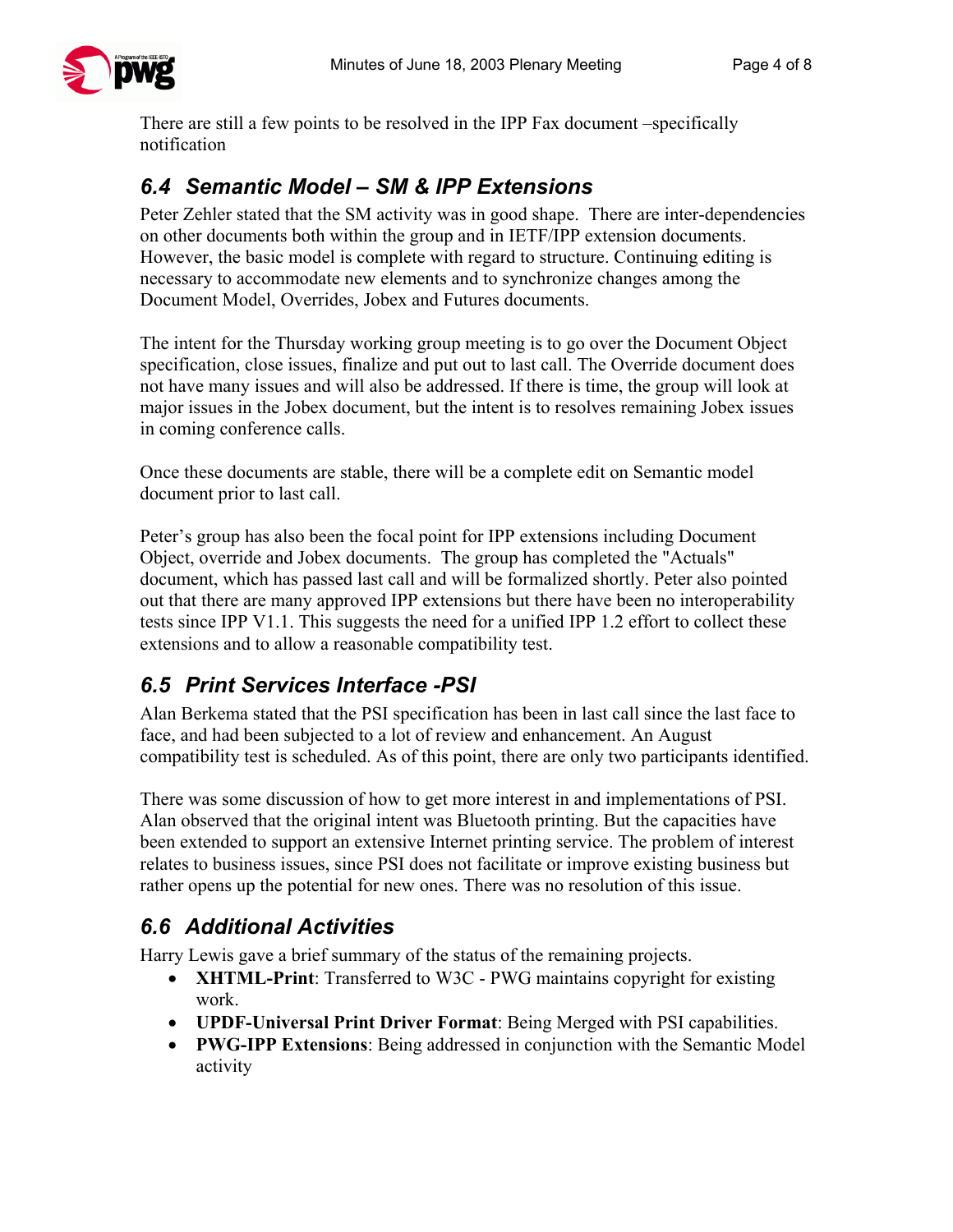There are still a few points to be resolved in the IPP Fax document –specifically notification

## 6.4 Semantic Model – SM & IPP Extensions

Peter Zehler stated that the SM activity was in good shape. There are inter-dependencies on other documents both within the group and in IETF/IPP extension documents. However, the basic model is complete with regard to structure. Continuing editing is necessary to accommodate new elements and to synchronize changes among the Document Model, Overrides, Jobex and Futures documents.

The intent for the Thursday working group meeting is to go over the Document Object specification, close issues, finalize and put out to last call. The Override document does not have many issues and will also be addressed. If there is time, the group will look at major issues in the Jobex document, but the intent is to resolves remaining Jobex issues in coming conference calls.

Once these documents are stable, there will be a complete edit on Semantic model document prior to last call.

Peter's group has also been the focal point for IPP extensions including Document Object, override and Jobex documents. The group has completed the "Actuals" document, which has passed last call and will be formalized shortly. Peter also pointed out that there are many approved IPP extensions but there have been no interoperability tests since IPP V1.1. This suggests the need for a unified IPP 1.2 effort to collect these extensions and to allow a reasonable compatibility test.

## 6.5 Print Services Interface -PSI

Alan Berkema stated that the PSI specification has been in last call since the last face to face, and had been subjected to a lot of review and enhancement. An August compatibility test is scheduled. As of this point, there are only two participants identified.

There was some discussion of how to get more interest in and implementations of PSI. Alan observed that the original intent was Bluetooth printing. But the capacities have been extended to support an extensive Internet printing service. The problem of interest relates to business issues, since PSI does not facilitate or improve existing business but rather opens up the potential for new ones. There was no resolution of this issue.

## 6.6 Additional Activities

Harry Lewis gave a brief summary of the status of the remaining projects.

- **XHTML-Print**: Transferred to W3C - PWG maintains copyright for existing work.
- **UPDF-Universal Print Driver Format**: Being Merged with PSI capabilities.
- **PWG-IPP Extensions**: Being addressed in conjunction with the Semantic Model activity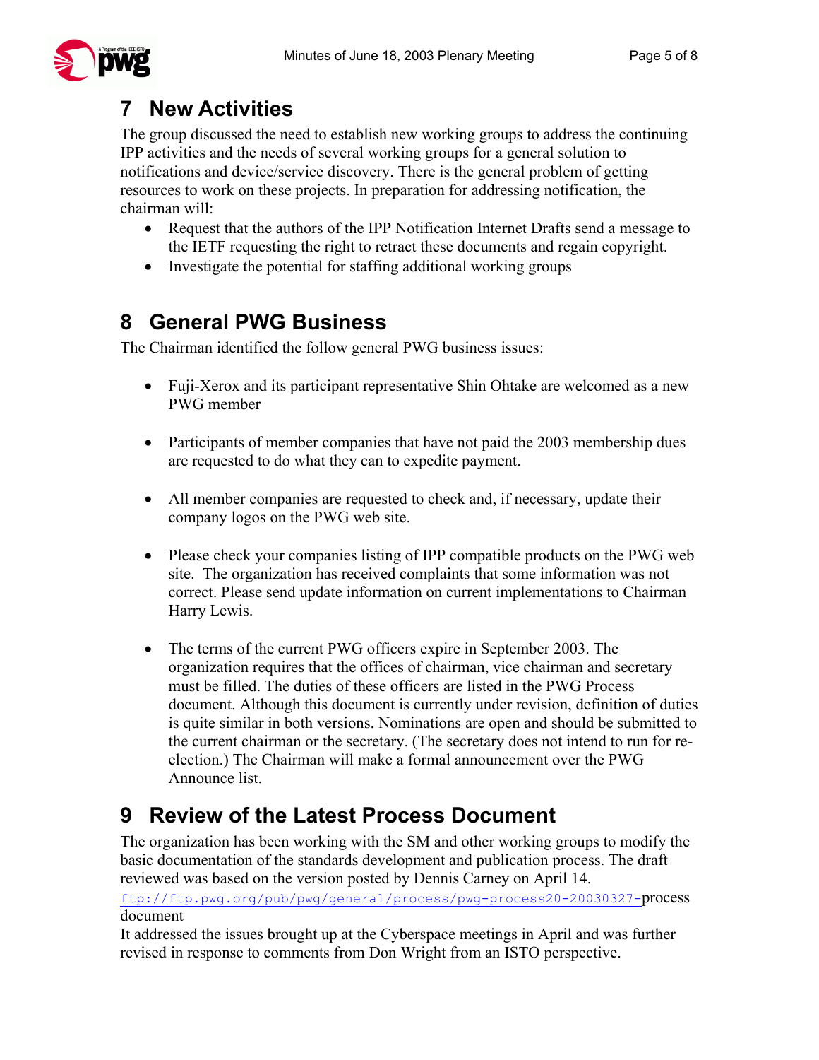## 7 New Activities

The group discussed the need to establish new working groups to address the continuing IPP activities and the needs of several working groups for a general solution to notifications and device/service discovery. There is the general problem of getting resources to work on these projects. In preparation for addressing notification, the chairman will:

- Request that the authors of the IPP Notification Internet Drafts send a message to the IETF requesting the right to retract these documents and regain copyright.
- Investigate the potential for staffing additional working groups

## 8 General PWG Business

The Chairman identified the follow general PWG business issues:

- Fuji-Xerox and its participant representative Shin Ohtake are welcomed as a new PWG member

- Participants of member companies that have not paid the 2003 membership dues are requested to do what they can to expedite payment.

- All member companies are requested to check and, if necessary, update their company logos on the PWG web site.

- Please check your companies listing of IPP compatible products on the PWG web site. The organization has received complaints that some information was not correct. Please send update information on current implementations to Chairman Harry Lewis.

- The terms of the current PWG officers expire in September 2003. The organization requires that the offices of chairman, vice chairman and secretary must be filled. The duties of these officers are listed in the PWG Process document. Although this document is currently under revision, definition of duties is quite similar in both versions. Nominations are open and should be submitted to the current chairman or the secretary. (The secretary does not intend to run for re-election.) The Chairman will make a formal announcement over the PWG Announce list.

## 9 Review of the Latest Process Document

The organization has been working with the SM and other working groups to modify the basic documentation of the standards development and publication process. The draft reviewed was based on the version posted by Dennis Carney on April 14.

ftp://ftp.pwg.org/pub/pwg/general/process/pwg-process20-20030327-process document

It addressed the issues brought up at the Cyberspace meetings in April and was further revised in response to comments from Don Wright from an ISTO perspective.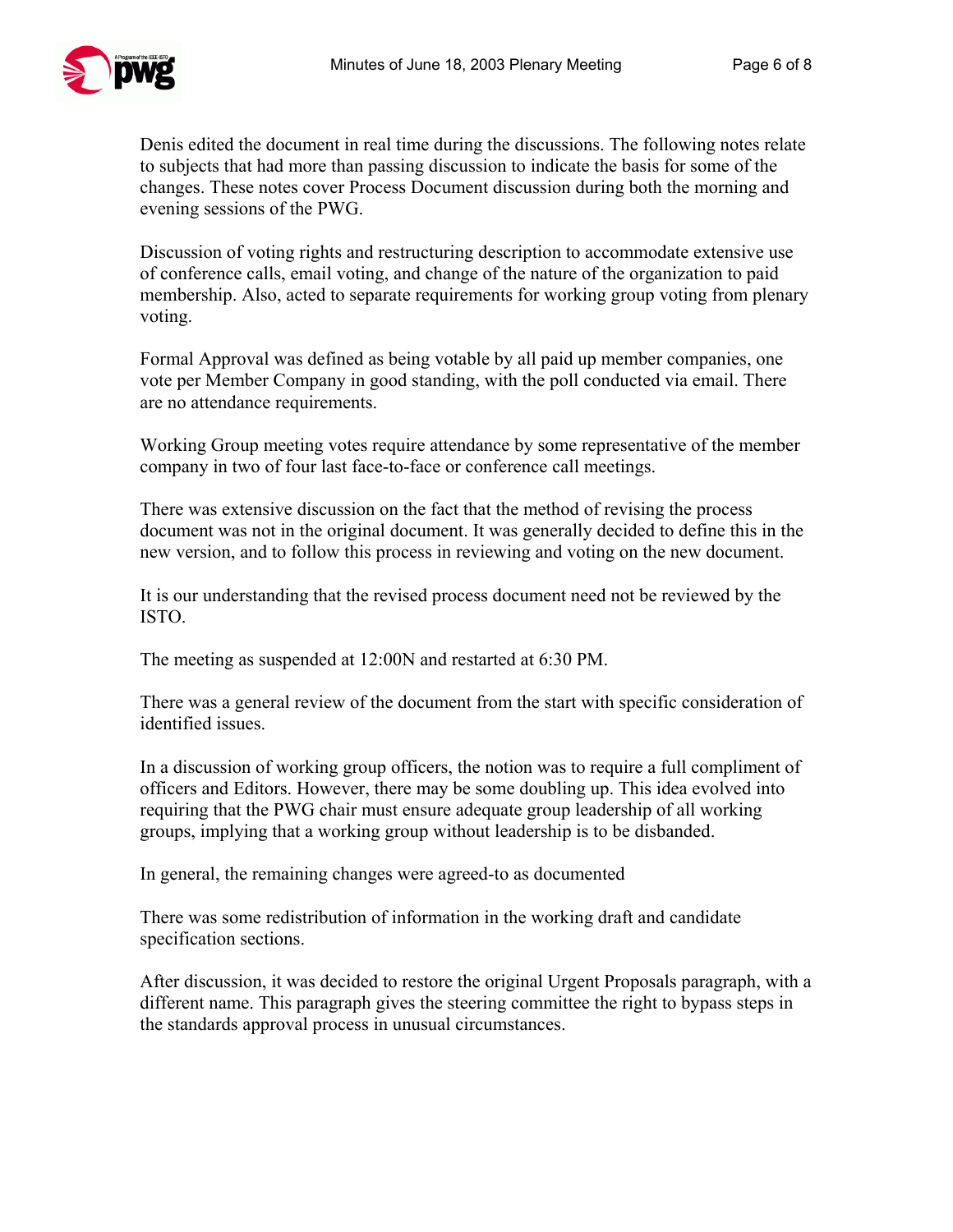Denis edited the document in real time during the discussions. The following notes relate to subjects that had more than passing discussion to indicate the basis for some of the changes. These notes cover Process Document discussion during both the morning and evening sessions of the PWG.

Discussion of voting rights and restructuring description to accommodate extensive use of conference calls, email voting, and change of the nature of the organization to paid membership. Also, acted to separate requirements for working group voting from plenary voting.

Formal Approval was defined as being votable by all paid up member companies, one vote per Member Company in good standing, with the poll conducted via email. There are no attendance requirements.

Working Group meeting votes require attendance by some representative of the member company in two of four last face-to-face or conference call meetings.

There was extensive discussion on the fact that the method of revising the process document was not in the original document. It was generally decided to define this in the new version, and to follow this process in reviewing and voting on the new document.

It is our understanding that the revised process document need not be reviewed by the ISTO.

The meeting as suspended at 12:00N and restarted at 6:30 PM.

There was a general review of the document from the start with specific consideration of identified issues.

In a discussion of working group officers, the notion was to require a full compliment of officers and Editors. However, there may be some doubling up. This idea evolved into requiring that the PWG chair must ensure adequate group leadership of all working groups, implying that a working group without leadership is to be disbanded.

In general, the remaining changes were agreed-to as documented

There was some redistribution of information in the working draft and candidate specification sections.

After discussion, it was decided to restore the original Urgent Proposals paragraph, with a different name. This paragraph gives the steering committee the right to bypass steps in the standards approval process in unusual circumstances.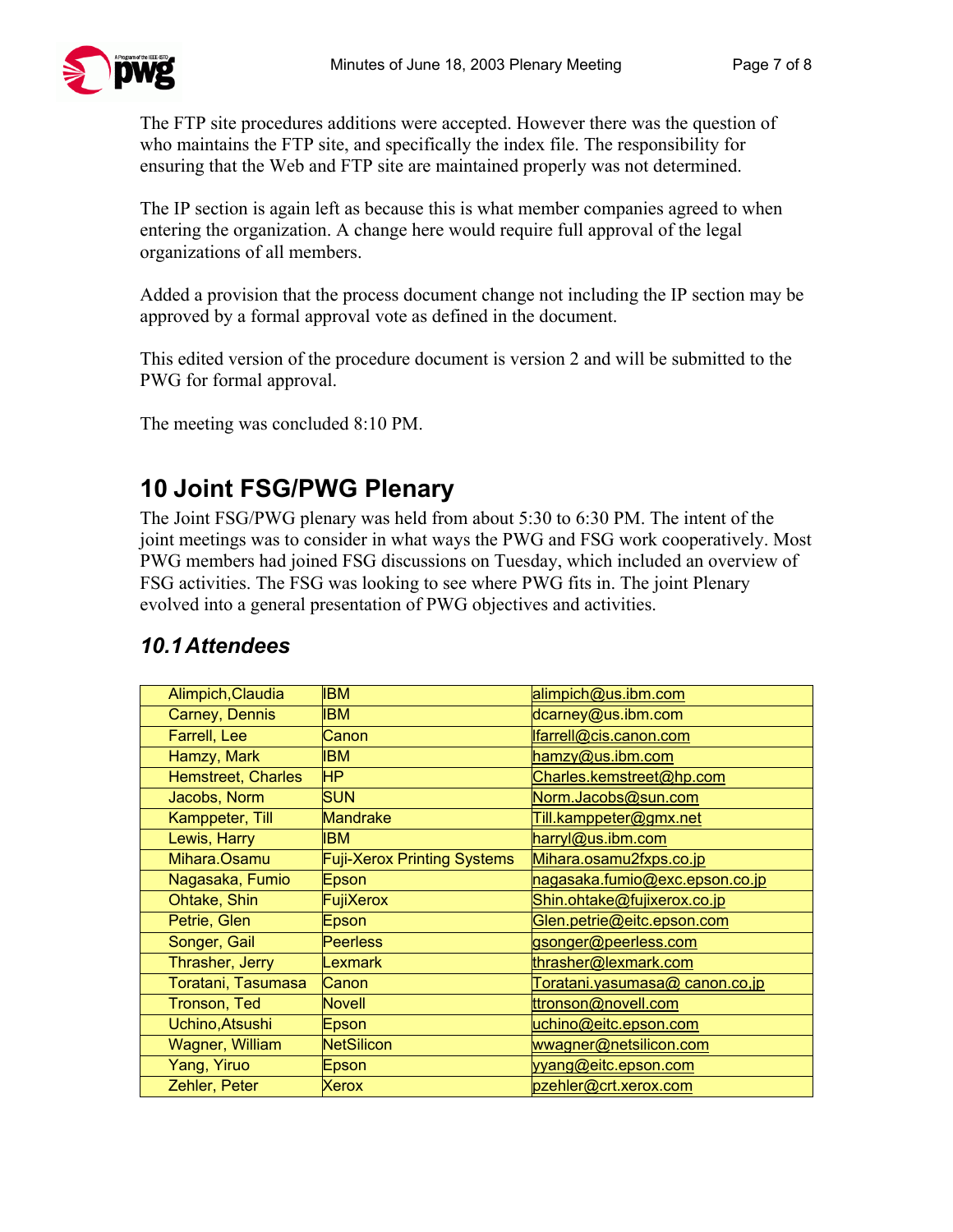The FTP site procedures additions were accepted. However there was the question of who maintains the FTP site, and specifically the index file. The responsibility for ensuring that the Web and FTP site are maintained properly was not determined.

The IP section is again left as because this is what member companies agreed to when entering the organization. A change here would require full approval of the legal organizations of all members.

Added a provision that the process document change not including the IP section may be approved by a formal approval vote as defined in the document.

This edited version of the procedure document is version 2 and will be submitted to the PWG for formal approval.

The meeting was concluded 8:10 PM.

# 10 Joint FSG/PWG Plenary

The Joint FSG/PWG plenary was held from about 5:30 to 6:30 PM. The intent of the joint meetings was to consider in what ways the PWG and FSG work cooperatively. Most PWG members had joined FSG discussions on Tuesday, which included an overview of FSG activities. The FSG was looking to see where PWG fits in. The joint Plenary evolved into a general presentation of PWG objectives and activities.

## *10.1 Attendees*

| | | |
|---|---|---|
| Alimpich,Claudia | IBM | alimpich@us.ibm.com |
| Carney, Dennis | IBM | dcarney@us.ibm.com |
| Farrell, Lee | Canon | lfarrell@cis.canon.com |
| Hamzy, Mark | IBM | hamzy@us.ibm.com |
| Hemstreet, Charles | HP | Charles.kemstreet@hp.com |
| Jacobs, Norm | SUN | Norm.Jacobs@sun.com |
| Kamppeter, Till | Mandrake | Till.kamppeter@gmx.net |
| Lewis, Harry | IBM | harryl@us.ibm.com |
| Mihara.Osamu | Fuji-Xerox Printing Systems | Mihara.osamu2fxps.co.jp |
| Nagasaka, Fumio | Epson | nagasaka.fumio@exc.epson.co.jp |
| Ohtake, Shin | FujiXerox | Shin.ohtake@fujixerox.co.jp |
| Petrie, Glen | Epson | Glen.petrie@eitc.epson.com |
| Songer, Gail | Peerless | gsonger@peerless.com |
| Thrasher, Jerry | Lexmark | thrasher@lexmark.com |
| Toratani, Tasumasa | Canon | Toratani.yasumasa@ canon.co.jp |
| Tronson, Ted | Novell | ttronson@novell.com |
| Uchino,Atsushi | Epson | uchino@eitc.epson.com |
| Wagner, William | NetSilicon | wwagner@netsilicon.com |
| Yang, Yiruo | Epson | yyang@eitc.epson.com |
| Zehler, Peter | Xerox | pzehler@crt.xerox.com |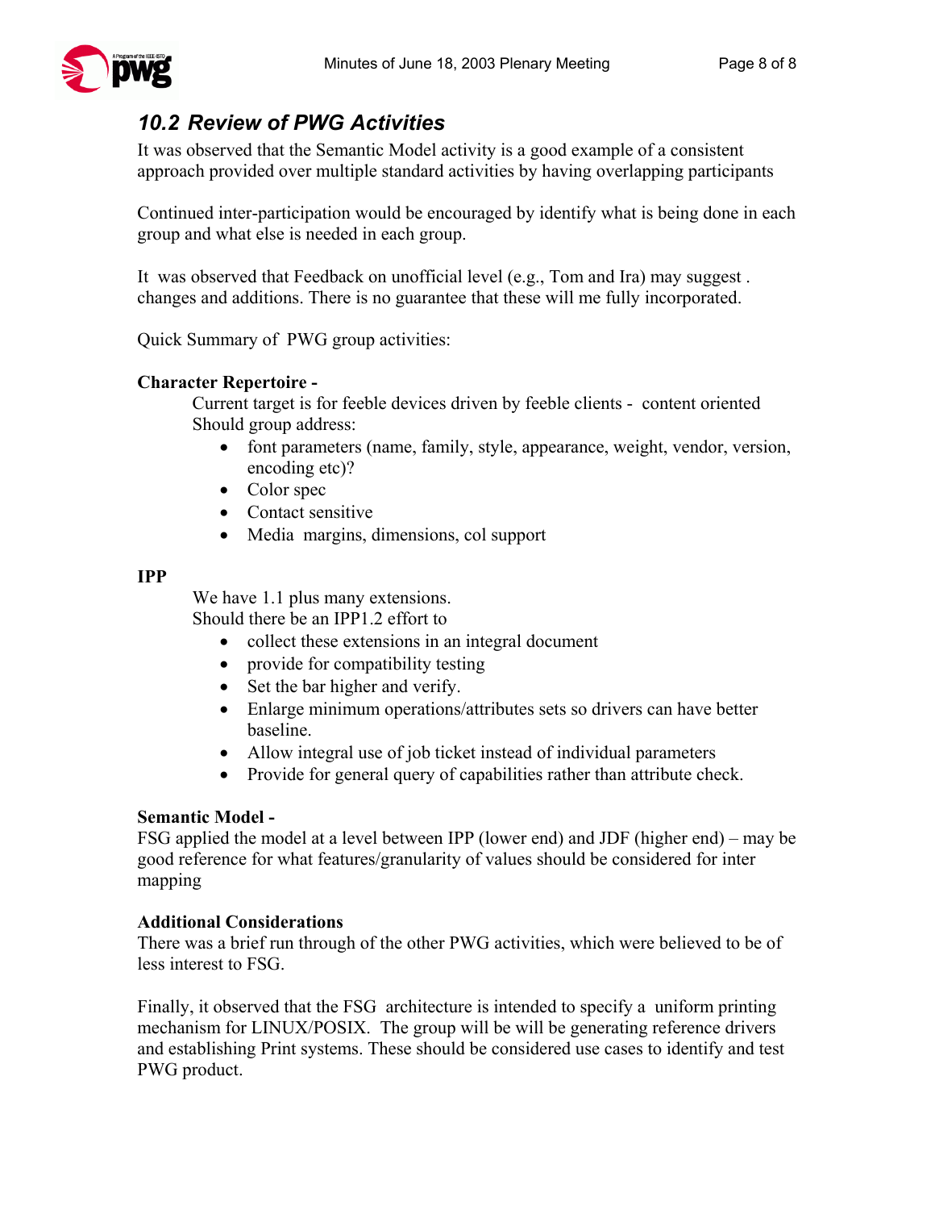## 10.2 Review of PWG Activities

It was observed that the Semantic Model activity is a good example of a consistent approach provided over multiple standard activities by having overlapping participants

Continued inter-participation would be encouraged by identify what is being done in each group and what else is needed in each group.

It was observed that Feedback on unofficial level (e.g., Tom and Ira) may suggest . changes and additions. There is no guarantee that these will me fully incorporated.

Quick Summary of PWG group activities:

**Character Repertoire -**

Current target is for feeble devices driven by feeble clients - content oriented
Should group address:

- font parameters (name, family, style, appearance, weight, vendor, version, encoding etc)?
- Color spec
- Contact sensitive
- Media margins, dimensions, col support

**IPP**

We have 1.1 plus many extensions.
Should there be an IPP1.2 effort to

- collect these extensions in an integral document
- provide for compatibility testing
- Set the bar higher and verify.
- Enlarge minimum operations/attributes sets so drivers can have better baseline.
- Allow integral use of job ticket instead of individual parameters
- Provide for general query of capabilities rather than attribute check.

**Semantic Model -**

FSG applied the model at a level between IPP (lower end) and JDF (higher end) – may be good reference for what features/granularity of values should be considered for inter mapping

**Additional Considerations**

There was a brief run through of the other PWG activities, which were believed to be of less interest to FSG.

Finally, it observed that the FSG architecture is intended to specify a uniform printing mechanism for LINUX/POSIX. The group will be will be generating reference drivers and establishing Print systems. These should be considered use cases to identify and test PWG product.